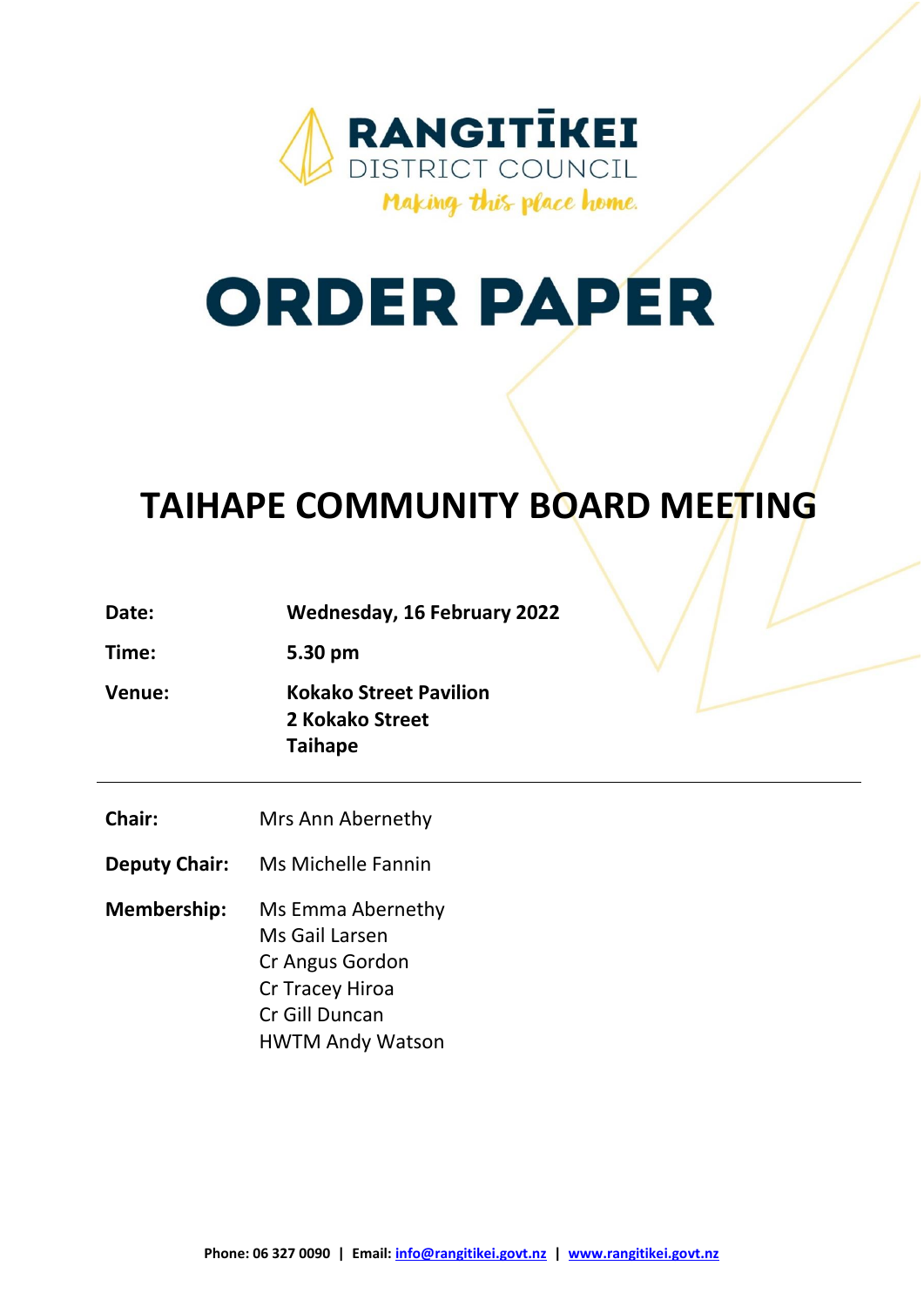RANGITĪKEI
DISTRICT COUNCIL
*Making this place home.*

# ORDER PAPER

## TAIHAPE COMMUNITY BOARD MEETING

**Date:** **Wednesday, 16 February 2022**

**Time:** **5.30 pm**

**Venue:** **Kokako Street Pavilion**
**2 Kokako Street**
**Taihape**

---

**Chair:** Mrs Ann Abernethy

**Deputy Chair:** Ms Michelle Fannin

**Membership:** Ms Emma Abernethy
Ms Gail Larsen
Cr Angus Gordon
Cr Tracey Hiroa
Cr Gill Duncan
HWTM Andy Watson

**Phone: 06 327 0090 | Email: info@rangitikei.govt.nz | www.rangitikei.govt.nz**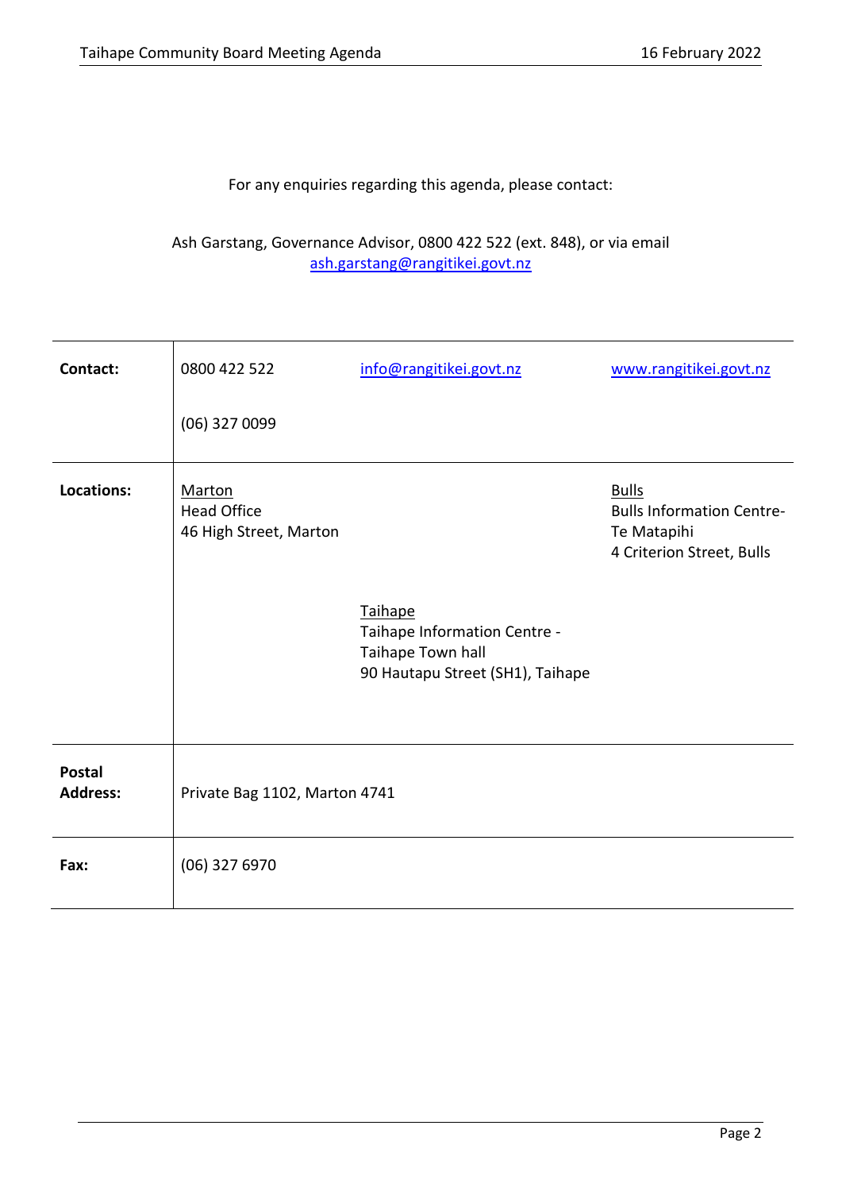For any enquiries regarding this agenda, please contact:

Ash Garstang, Governance Advisor, 0800 422 522 (ext. 848), or via email
ash.garstang@rangitikei.govt.nz

| | | | |
|---|---|---|---|
| **Contact:** | 0800 422 522<br><br>(06) 327 0099 | info@rangitikei.govt.nz | www.rangitikei.govt.nz |
| **Locations:** | Marton<br>Head Office<br>46 High Street, Marton | Taihape<br>Taihape Information Centre - Taihape Town hall<br>90 Hautapu Street (SH1), Taihape | Bulls<br>Bulls Information Centre- Te Matapihi<br>4 Criterion Street, Bulls |
| **Postal Address:** | Private Bag 1102, Marton 4741 | | |
| **Fax:** | (06) 327 6970 | | |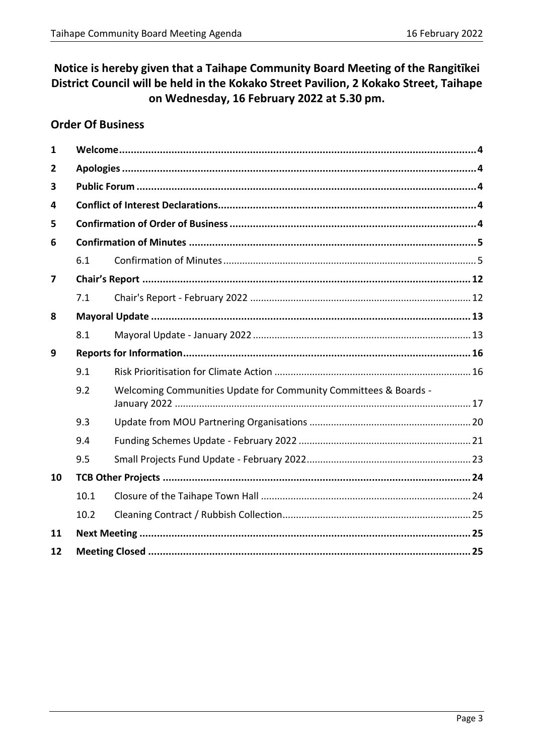**Notice is hereby given that a Taihape Community Board Meeting of the Rangitīkei District Council will be held in the Kokako Street Pavilion, 2 Kokako Street, Taihape on Wednesday, 16 February 2022 at 5.30 pm.**

## Order Of Business

| | | | |
|---|---|---|---|
| **1** | **Welcome** | | **4** |
| **2** | **Apologies** | | **4** |
| **3** | **Public Forum** | | **4** |
| **4** | **Conflict of Interest Declarations** | | **4** |
| **5** | **Confirmation of Order of Business** | | **4** |
| **6** | **Confirmation of Minutes** | | **5** |
| | 6.1 | Confirmation of Minutes | 5 |
| **7** | **Chair's Report** | | **12** |
| | 7.1 | Chair's Report - February 2022 | 12 |
| **8** | **Mayoral Update** | | **13** |
| | 8.1 | Mayoral Update - January 2022 | 13 |
| **9** | **Reports for Information** | | **16** |
| | 9.1 | Risk Prioritisation for Climate Action | 16 |
| | 9.2 | Welcoming Communities Update for Community Committees & Boards - January 2022 | 17 |
| | 9.3 | Update from MOU Partnering Organisations | 20 |
| | 9.4 | Funding Schemes Update - February 2022 | 21 |
| | 9.5 | Small Projects Fund Update - February 2022 | 23 |
| **10** | **TCB Other Projects** | | **24** |
| | 10.1 | Closure of the Taihape Town Hall | 24 |
| | 10.2 | Cleaning Contract / Rubbish Collection | 25 |
| **11** | **Next Meeting** | | **25** |
| **12** | **Meeting Closed** | | **25** |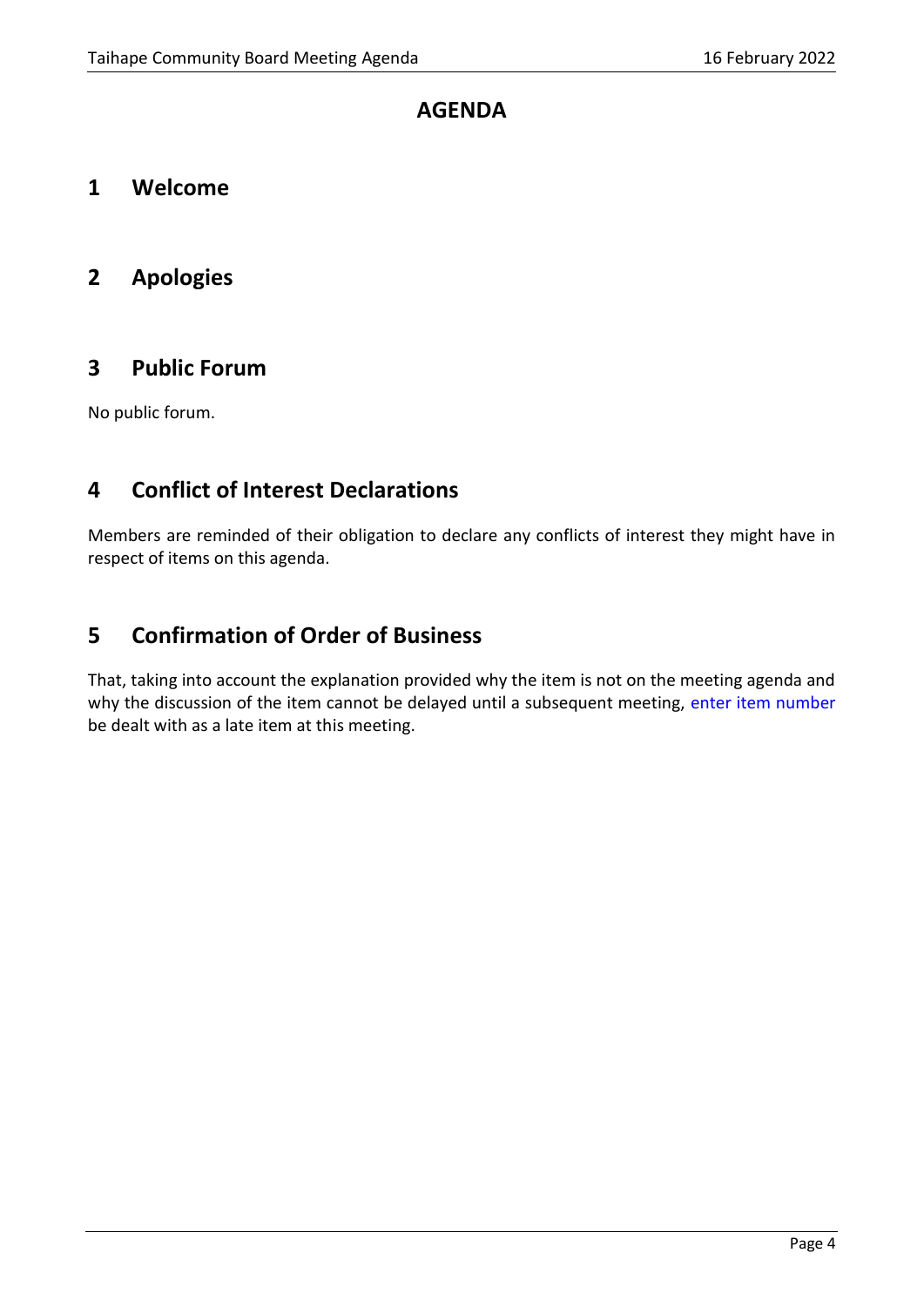# AGENDA

## 1 Welcome

## 2 Apologies

## 3 Public Forum

No public forum.

## 4 Conflict of Interest Declarations

Members are reminded of their obligation to declare any conflicts of interest they might have in respect of items on this agenda.

## 5 Confirmation of Order of Business

That, taking into account the explanation provided why the item is not on the meeting agenda and why the discussion of the item cannot be delayed until a subsequent meeting, enter item number be dealt with as a late item at this meeting.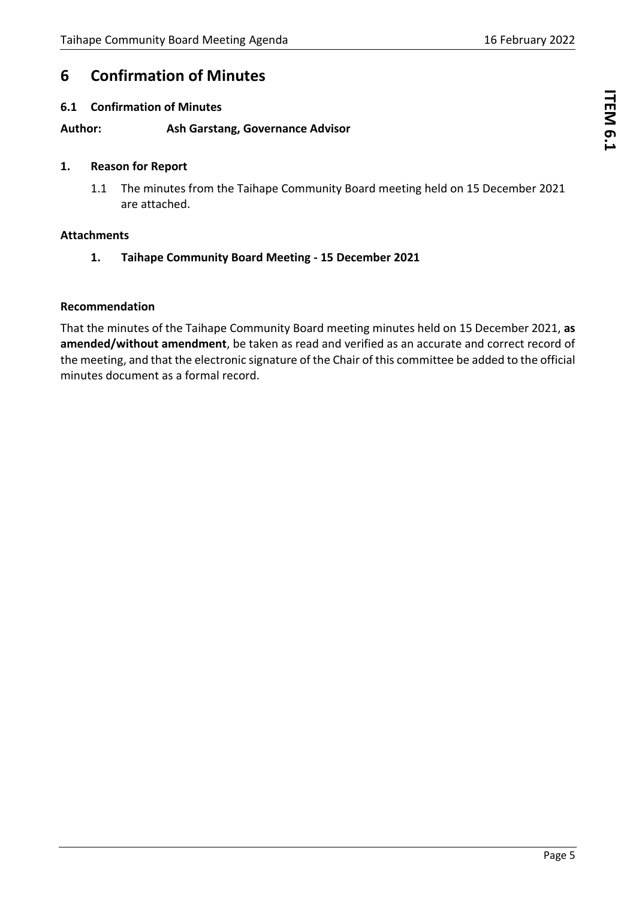# 6 Confirmation of Minutes

### 6.1 Confirmation of Minutes

**Author: Ash Garstang, Governance Advisor**

**1. Reason for Report**

1.1 The minutes from the Taihape Community Board meeting held on 15 December 2021 are attached.

**Attachments**

**1. Taihape Community Board Meeting - 15 December 2021**

**Recommendation**

That the minutes of the Taihape Community Board meeting minutes held on 15 December 2021, **as amended/without amendment**, be taken as read and verified as an accurate and correct record of the meeting, and that the electronic signature of the Chair of this committee be added to the official minutes document as a formal record.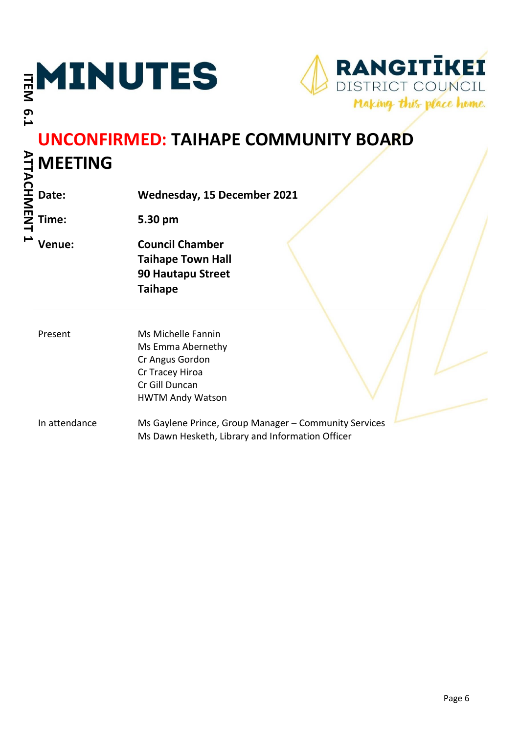# MINUTES

RANGITĪKEI DISTRICT COUNCIL
*Making this place home.*

## UNCONFIRMED: TAIHAPE COMMUNITY BOARD MEETING

**Date:** Wednesday, 15 December 2021

**Time:** 5.30 pm

**Venue:** Council Chamber
Taihape Town Hall
90 Hautapu Street
Taihape

---

| | |
|---|---|
| Present | Ms Michelle Fannin<br>Ms Emma Abernethy<br>Cr Angus Gordon<br>Cr Tracey Hiroa<br>Cr Gill Duncan<br>HWTM Andy Watson |
| In attendance | Ms Gaylene Prince, Group Manager – Community Services<br>Ms Dawn Hesketh, Library and Information Officer |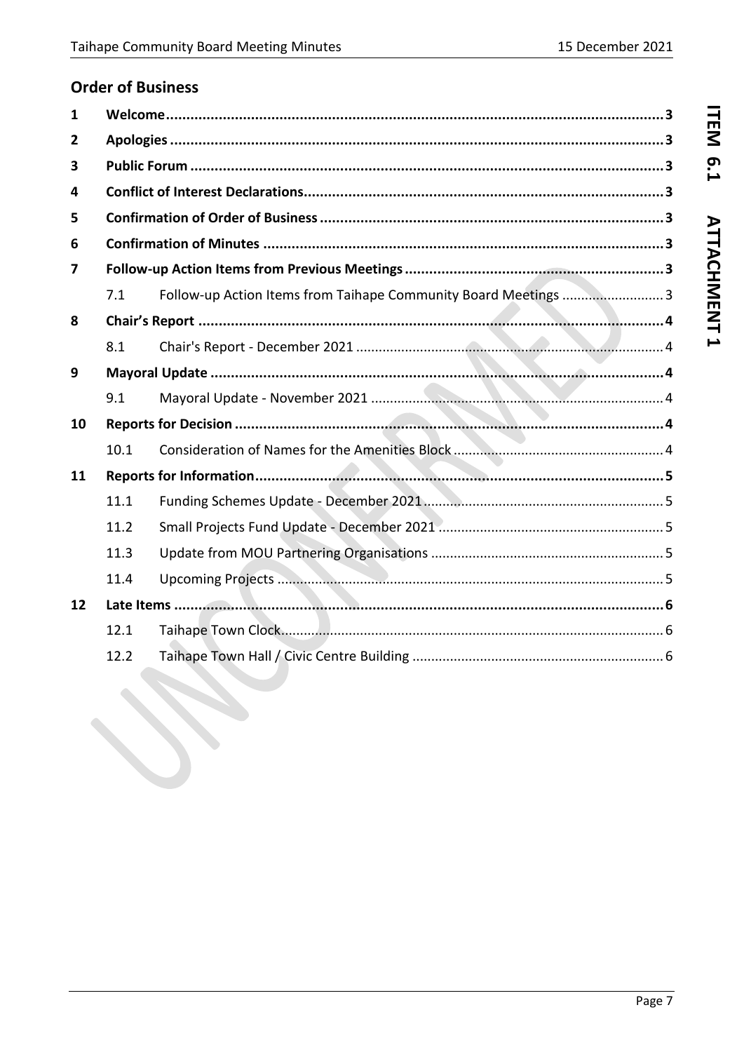## Order of Business

| | | | |
|---|---|---|---|
| **1** | **Welcome** | | **3** |
| **2** | **Apologies** | | **3** |
| **3** | **Public Forum** | | **3** |
| **4** | **Conflict of Interest Declarations** | | **3** |
| **5** | **Confirmation of Order of Business** | | **3** |
| **6** | **Confirmation of Minutes** | | **3** |
| **7** | **Follow-up Action Items from Previous Meetings** | | **3** |
| | 7.1 | Follow-up Action Items from Taihape Community Board Meetings | 3 |
| **8** | **Chair's Report** | | **4** |
| | 8.1 | Chair's Report - December 2021 | 4 |
| **9** | **Mayoral Update** | | **4** |
| | 9.1 | Mayoral Update - November 2021 | 4 |
| **10** | **Reports for Decision** | | **4** |
| | 10.1 | Consideration of Names for the Amenities Block | 4 |
| **11** | **Reports for Information** | | **5** |
| | 11.1 | Funding Schemes Update - December 2021 | 5 |
| | 11.2 | Small Projects Fund Update - December 2021 | 5 |
| | 11.3 | Update from MOU Partnering Organisations | 5 |
| | 11.4 | Upcoming Projects | 5 |
| **12** | **Late Items** | | **6** |
| | 12.1 | Taihape Town Clock | 6 |
| | 12.2 | Taihape Town Hall / Civic Centre Building | 6 |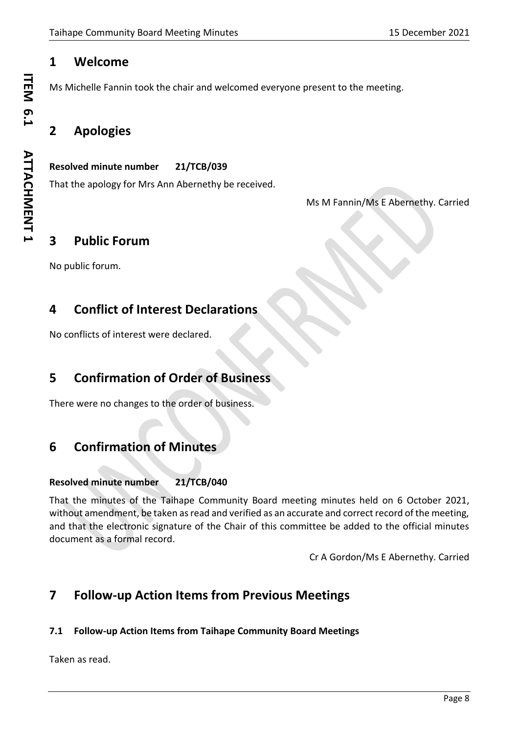## 1 Welcome

Ms Michelle Fannin took the chair and welcomed everyone present to the meeting.

## 2 Apologies

**Resolved minute number 21/TCB/039**

That the apology for Mrs Ann Abernethy be received.

Ms M Fannin/Ms E Abernethy. Carried

## 3 Public Forum

No public forum.

## 4 Conflict of Interest Declarations

No conflicts of interest were declared.

## 5 Confirmation of Order of Business

There were no changes to the order of business.

## 6 Confirmation of Minutes

**Resolved minute number 21/TCB/040**

That the minutes of the Taihape Community Board meeting minutes held on 6 October 2021, without amendment, be taken as read and verified as an accurate and correct record of the meeting, and that the electronic signature of the Chair of this committee be added to the official minutes document as a formal record.

Cr A Gordon/Ms E Abernethy. Carried

## 7 Follow-up Action Items from Previous Meetings

### 7.1 Follow-up Action Items from Taihape Community Board Meetings

Taken as read.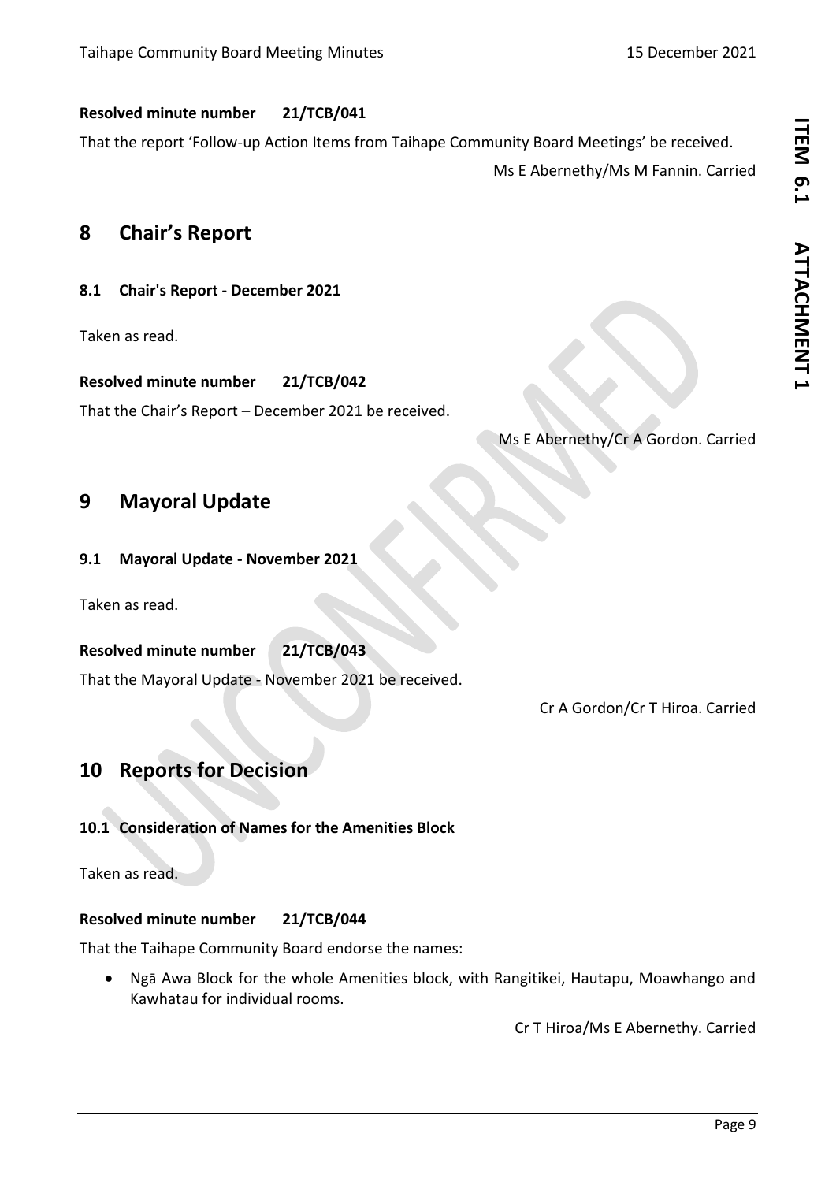**Resolved minute number 21/TCB/041**

That the report 'Follow-up Action Items from Taihape Community Board Meetings' be received.

Ms E Abernethy/Ms M Fannin. Carried

# 8 Chair's Report

## 8.1 Chair's Report - December 2021

Taken as read.

**Resolved minute number 21/TCB/042**

That the Chair's Report – December 2021 be received.

Ms E Abernethy/Cr A Gordon. Carried

# 9 Mayoral Update

## 9.1 Mayoral Update - November 2021

Taken as read.

**Resolved minute number 21/TCB/043**

That the Mayoral Update - November 2021 be received.

Cr A Gordon/Cr T Hiroa. Carried

# 10 Reports for Decision

## 10.1 Consideration of Names for the Amenities Block

Taken as read.

**Resolved minute number 21/TCB/044**

That the Taihape Community Board endorse the names:

- Ngā Awa Block for the whole Amenities block, with Rangitikei, Hautapu, Moawhango and Kawhatau for individual rooms.

Cr T Hiroa/Ms E Abernethy. Carried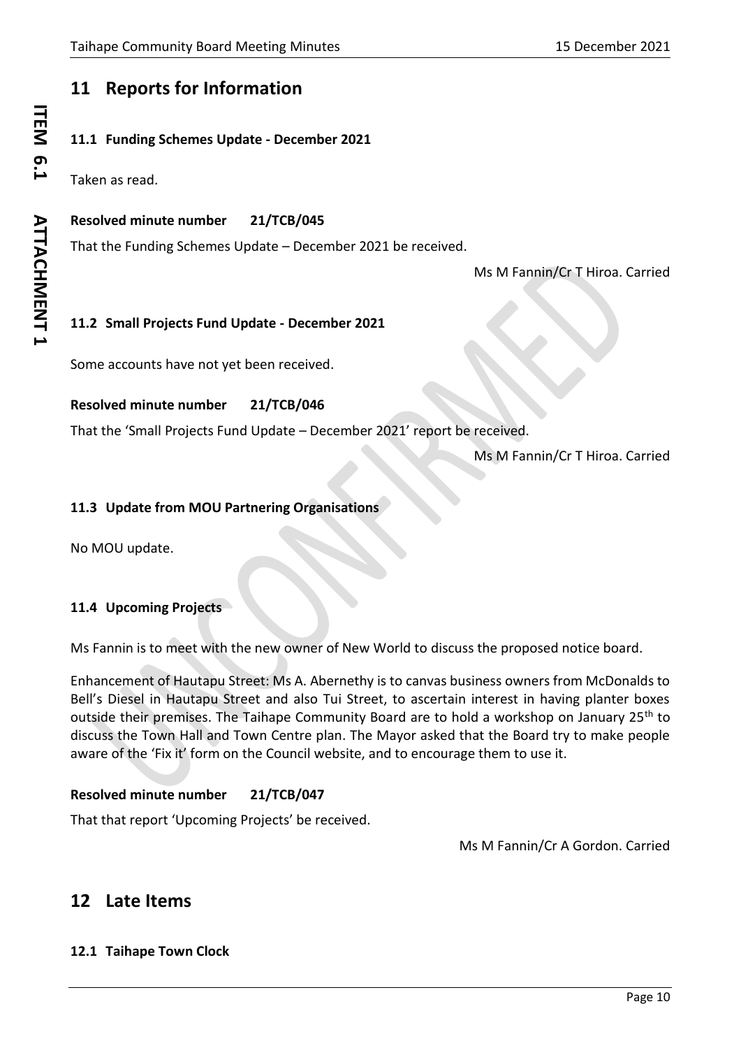## 11 Reports for Information

### 11.1 Funding Schemes Update - December 2021

Taken as read.

**Resolved minute number 21/TCB/045**

That the Funding Schemes Update – December 2021 be received.

Ms M Fannin/Cr T Hiroa. Carried

### 11.2 Small Projects Fund Update - December 2021

Some accounts have not yet been received.

**Resolved minute number 21/TCB/046**

That the 'Small Projects Fund Update – December 2021' report be received.

Ms M Fannin/Cr T Hiroa. Carried

### 11.3 Update from MOU Partnering Organisations

No MOU update.

### 11.4 Upcoming Projects

Ms Fannin is to meet with the new owner of New World to discuss the proposed notice board.

Enhancement of Hautapu Street: Ms A. Abernethy is to canvas business owners from McDonalds to Bell's Diesel in Hautapu Street and also Tui Street, to ascertain interest in having planter boxes outside their premises. The Taihape Community Board are to hold a workshop on January 25th to discuss the Town Hall and Town Centre plan. The Mayor asked that the Board try to make people aware of the 'Fix it' form on the Council website, and to encourage them to use it.

**Resolved minute number 21/TCB/047**

That that report 'Upcoming Projects' be received.

Ms M Fannin/Cr A Gordon. Carried

## 12 Late Items

### 12.1 Taihape Town Clock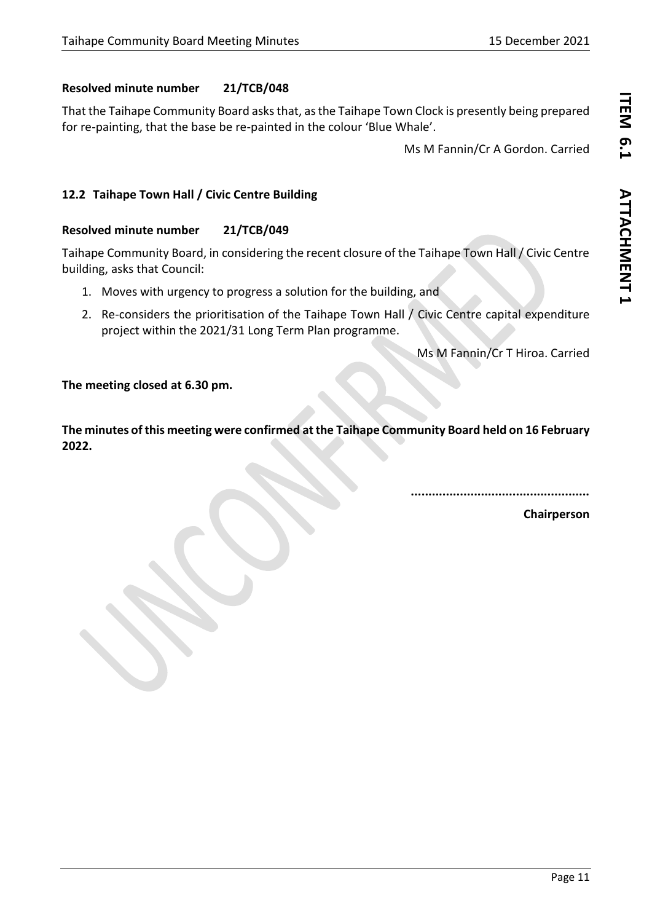**Resolved minute number 21/TCB/048**

That the Taihape Community Board asks that, as the Taihape Town Clock is presently being prepared for re-painting, that the base be re-painted in the colour 'Blue Whale'.

Ms M Fannin/Cr A Gordon. Carried

### 12.2 Taihape Town Hall / Civic Centre Building

**Resolved minute number 21/TCB/049**

Taihape Community Board, in considering the recent closure of the Taihape Town Hall / Civic Centre building, asks that Council:

1. Moves with urgency to progress a solution for the building, and
2. Re-considers the prioritisation of the Taihape Town Hall / Civic Centre capital expenditure project within the 2021/31 Long Term Plan programme.

Ms M Fannin/Cr T Hiroa. Carried

**The meeting closed at 6.30 pm.**

**The minutes of this meeting were confirmed at the Taihape Community Board held on 16 February 2022.**

..................................................

**Chairperson**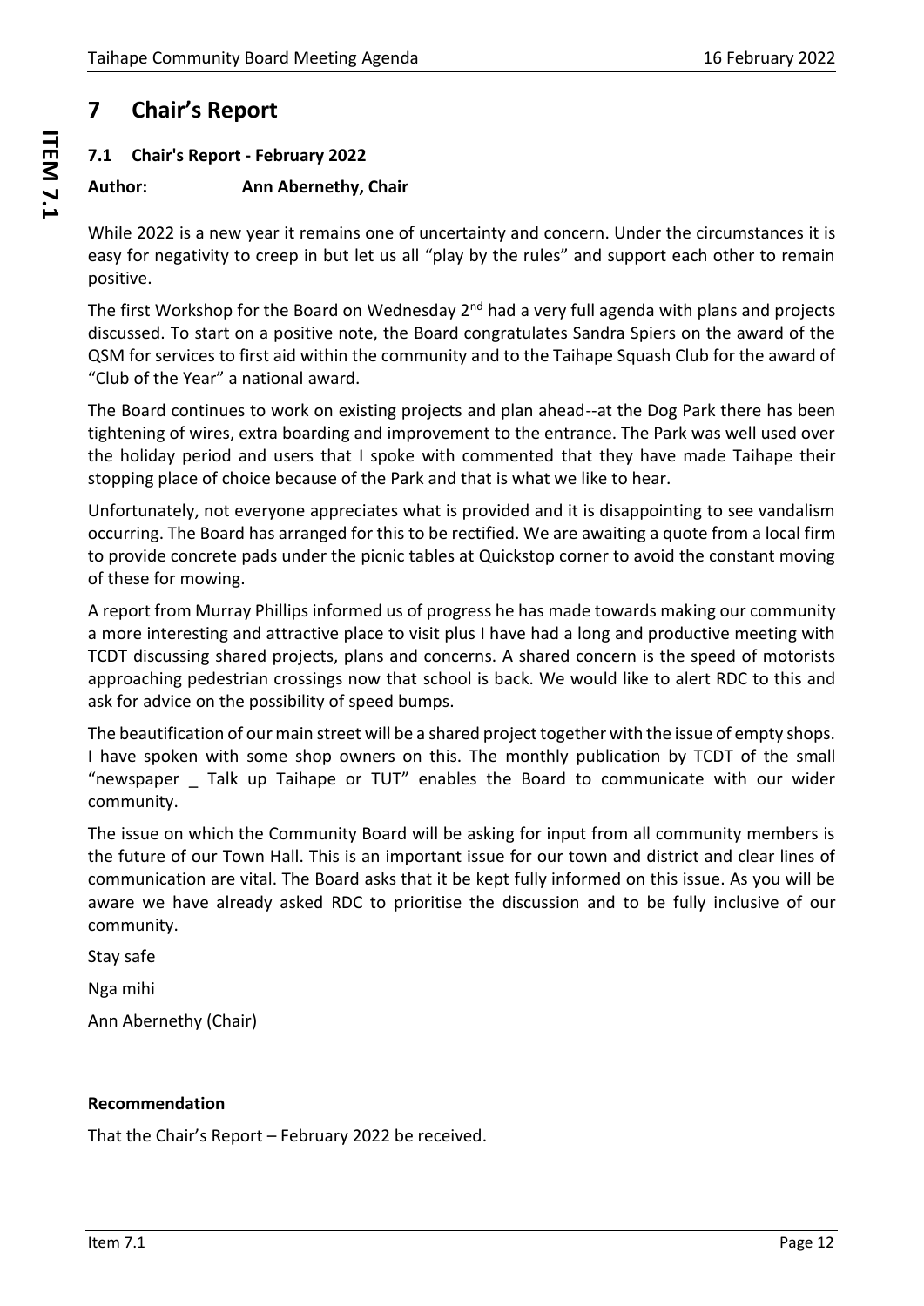# 7 Chair's Report

## 7.1 Chair's Report - February 2022

**Author: Ann Abernethy, Chair**

While 2022 is a new year it remains one of uncertainty and concern. Under the circumstances it is easy for negativity to creep in but let us all "play by the rules" and support each other to remain positive.

The first Workshop for the Board on Wednesday 2nd had a very full agenda with plans and projects discussed. To start on a positive note, the Board congratulates Sandra Spiers on the award of the QSM for services to first aid within the community and to the Taihape Squash Club for the award of "Club of the Year" a national award.

The Board continues to work on existing projects and plan ahead--at the Dog Park there has been tightening of wires, extra boarding and improvement to the entrance. The Park was well used over the holiday period and users that I spoke with commented that they have made Taihape their stopping place of choice because of the Park and that is what we like to hear.

Unfortunately, not everyone appreciates what is provided and it is disappointing to see vandalism occurring. The Board has arranged for this to be rectified. We are awaiting a quote from a local firm to provide concrete pads under the picnic tables at Quickstop corner to avoid the constant moving of these for mowing.

A report from Murray Phillips informed us of progress he has made towards making our community a more interesting and attractive place to visit plus I have had a long and productive meeting with TCDT discussing shared projects, plans and concerns. A shared concern is the speed of motorists approaching pedestrian crossings now that school is back. We would like to alert RDC to this and ask for advice on the possibility of speed bumps.

The beautification of our main street will be a shared project together with the issue of empty shops. I have spoken with some shop owners on this. The monthly publication by TCDT of the small "newspaper _ Talk up Taihape or TUT" enables the Board to communicate with our wider community.

The issue on which the Community Board will be asking for input from all community members is the future of our Town Hall. This is an important issue for our town and district and clear lines of communication are vital. The Board asks that it be kept fully informed on this issue. As you will be aware we have already asked RDC to prioritise the discussion and to be fully inclusive of our community.

Stay safe

Nga mihi

Ann Abernethy (Chair)

**Recommendation**

That the Chair's Report – February 2022 be received.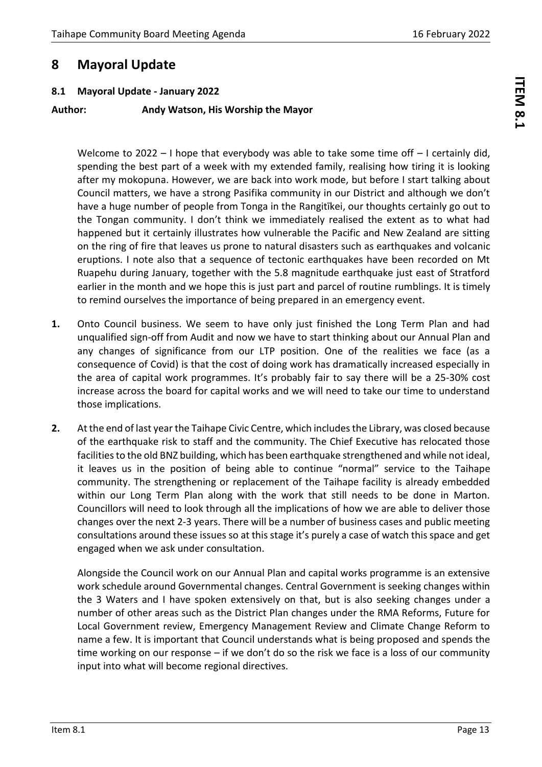# 8 Mayoral Update

## 8.1 Mayoral Update - January 2022

**Author: Andy Watson, His Worship the Mayor**

Welcome to 2022 – I hope that everybody was able to take some time off – I certainly did, spending the best part of a week with my extended family, realising how tiring it is looking after my mokopuna. However, we are back into work mode, but before I start talking about Council matters, we have a strong Pasifika community in our District and although we don't have a huge number of people from Tonga in the Rangitīkei, our thoughts certainly go out to the Tongan community. I don't think we immediately realised the extent as to what had happened but it certainly illustrates how vulnerable the Pacific and New Zealand are sitting on the ring of fire that leaves us prone to natural disasters such as earthquakes and volcanic eruptions. I note also that a sequence of tectonic earthquakes have been recorded on Mt Ruapehu during January, together with the 5.8 magnitude earthquake just east of Stratford earlier in the month and we hope this is just part and parcel of routine rumblings. It is timely to remind ourselves the importance of being prepared in an emergency event.

1. Onto Council business. We seem to have only just finished the Long Term Plan and had unqualified sign-off from Audit and now we have to start thinking about our Annual Plan and any changes of significance from our LTP position. One of the realities we face (as a consequence of Covid) is that the cost of doing work has dramatically increased especially in the area of capital work programmes. It's probably fair to say there will be a 25-30% cost increase across the board for capital works and we will need to take our time to understand those implications.

2. At the end of last year the Taihape Civic Centre, which includes the Library, was closed because of the earthquake risk to staff and the community. The Chief Executive has relocated those facilities to the old BNZ building, which has been earthquake strengthened and while not ideal, it leaves us in the position of being able to continue "normal" service to the Taihape community. The strengthening or replacement of the Taihape facility is already embedded within our Long Term Plan along with the work that still needs to be done in Marton. Councillors will need to look through all the implications of how we are able to deliver those changes over the next 2-3 years. There will be a number of business cases and public meeting consultations around these issues so at this stage it's purely a case of watch this space and get engaged when we ask under consultation.

   Alongside the Council work on our Annual Plan and capital works programme is an extensive work schedule around Governmental changes. Central Government is seeking changes within the 3 Waters and I have spoken extensively on that, but is also seeking changes under a number of other areas such as the District Plan changes under the RMA Reforms, Future for Local Government review, Emergency Management Review and Climate Change Reform to name a few. It is important that Council understands what is being proposed and spends the time working on our response – if we don't do so the risk we face is a loss of our community input into what will become regional directives.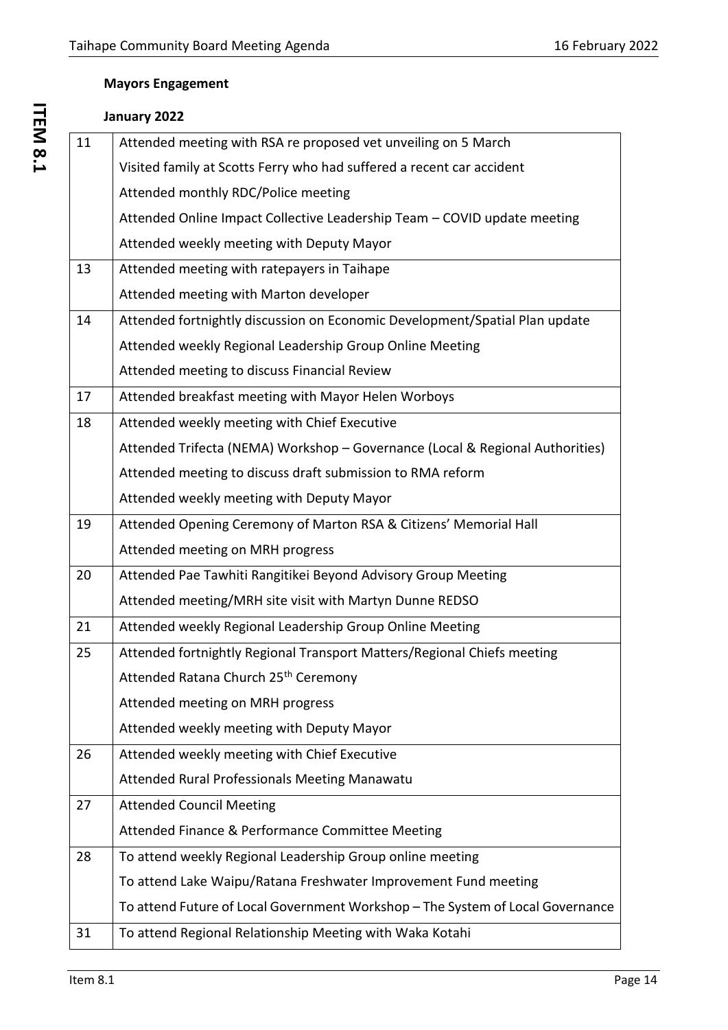**Mayors Engagement**

**January 2022**

| | |
|---|---|
| 11 | Attended meeting with RSA re proposed vet unveiling on 5 March<br>Visited family at Scotts Ferry who had suffered a recent car accident<br>Attended monthly RDC/Police meeting<br>Attended Online Impact Collective Leadership Team – COVID update meeting<br>Attended weekly meeting with Deputy Mayor |
| 13 | Attended meeting with ratepayers in Taihape<br>Attended meeting with Marton developer |
| 14 | Attended fortnightly discussion on Economic Development/Spatial Plan update<br>Attended weekly Regional Leadership Group Online Meeting<br>Attended meeting to discuss Financial Review |
| 17 | Attended breakfast meeting with Mayor Helen Worboys |
| 18 | Attended weekly meeting with Chief Executive<br>Attended Trifecta (NEMA) Workshop – Governance (Local & Regional Authorities)<br>Attended meeting to discuss draft submission to RMA reform<br>Attended weekly meeting with Deputy Mayor |
| 19 | Attended Opening Ceremony of Marton RSA & Citizens' Memorial Hall<br>Attended meeting on MRH progress |
| 20 | Attended Pae Tawhiti Rangitikei Beyond Advisory Group Meeting<br>Attended meeting/MRH site visit with Martyn Dunne REDSO |
| 21 | Attended weekly Regional Leadership Group Online Meeting |
| 25 | Attended fortnightly Regional Transport Matters/Regional Chiefs meeting<br>Attended Ratana Church 25th Ceremony<br>Attended meeting on MRH progress<br>Attended weekly meeting with Deputy Mayor |
| 26 | Attended weekly meeting with Chief Executive<br>Attended Rural Professionals Meeting Manawatu |
| 27 | Attended Council Meeting<br>Attended Finance & Performance Committee Meeting |
| 28 | To attend weekly Regional Leadership Group online meeting<br>To attend Lake Waipu/Ratana Freshwater Improvement Fund meeting<br>To attend Future of Local Government Workshop – The System of Local Governance |
| 31 | To attend Regional Relationship Meeting with Waka Kotahi |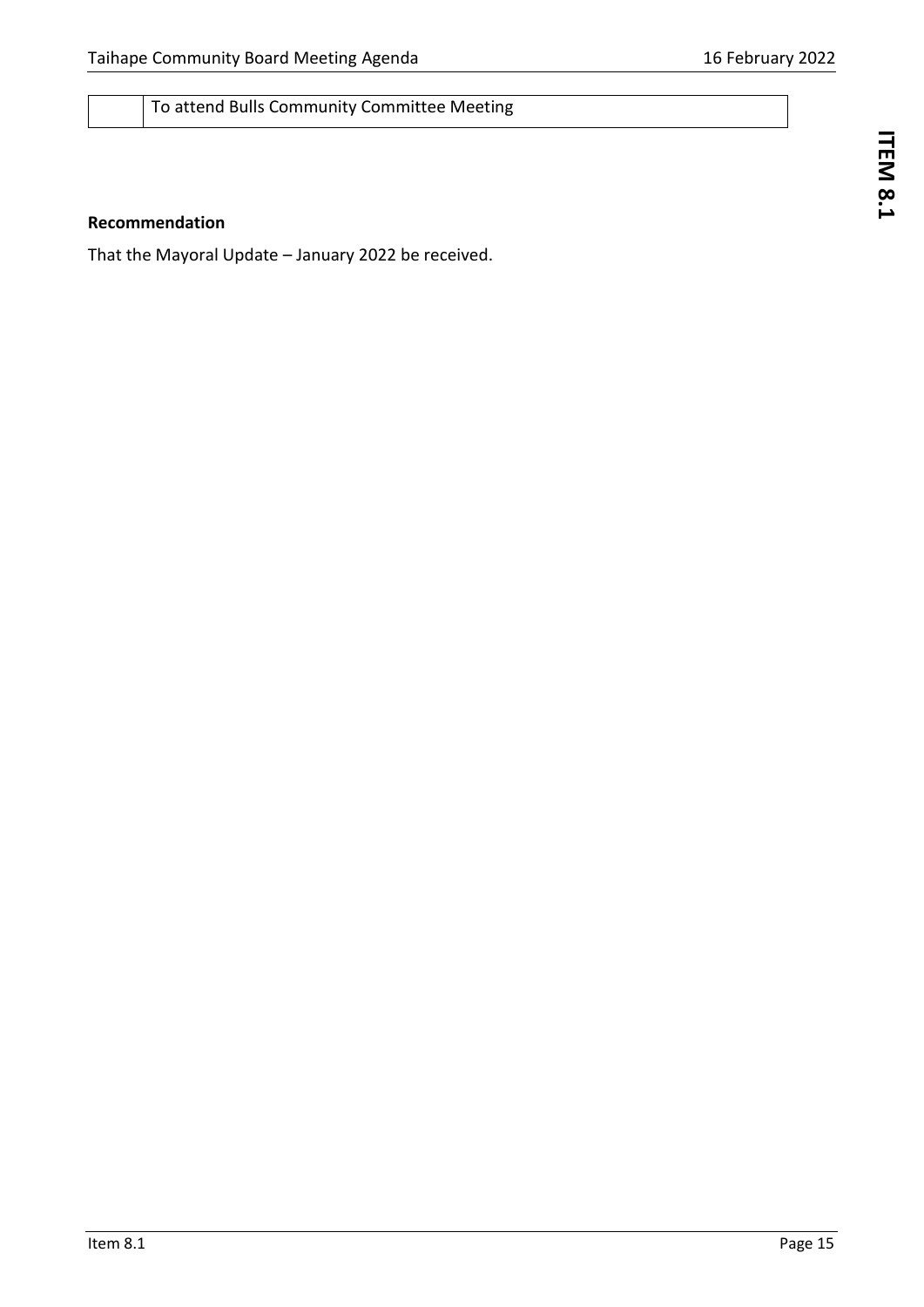|  | To attend Bulls Community Committee Meeting |
| --- | --- |

**Recommendation**

That the Mayoral Update – January 2022 be received.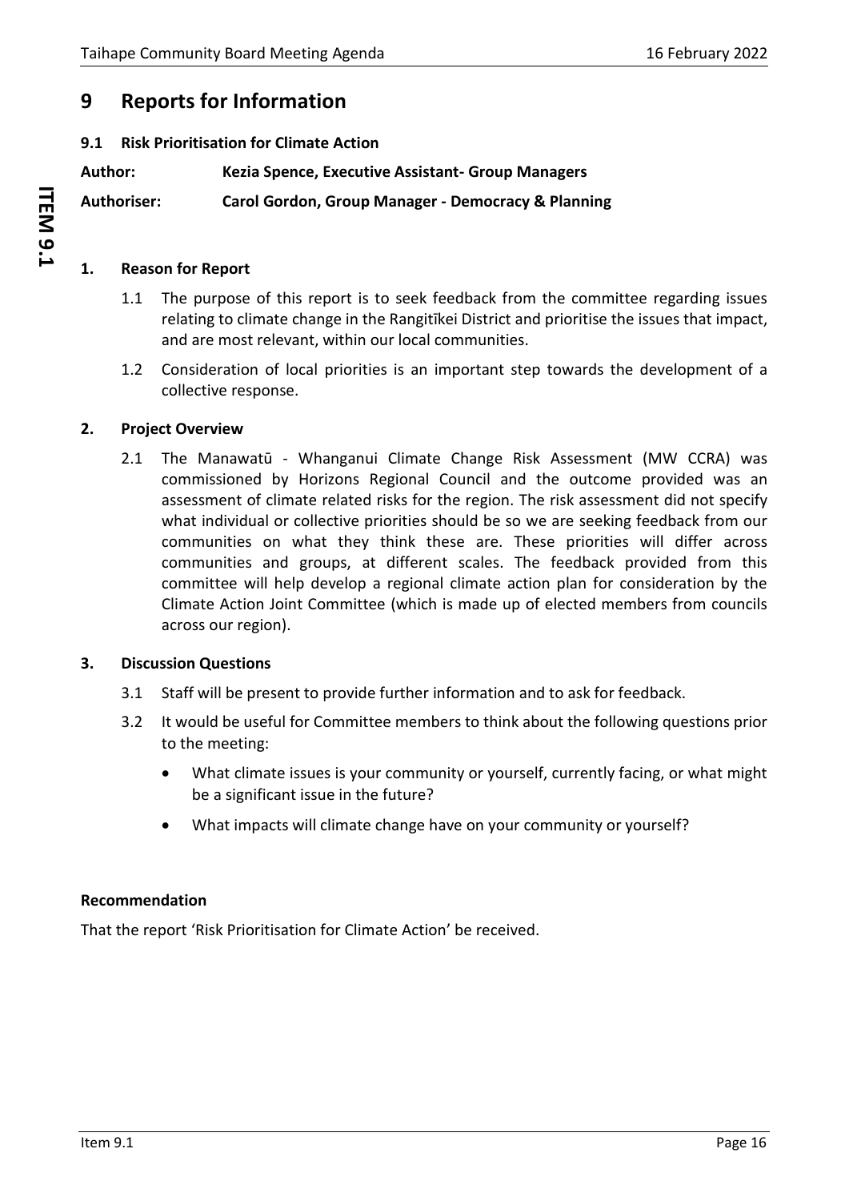# 9 Reports for Information

## 9.1 Risk Prioritisation for Climate Action

**Author:** **Kezia Spence, Executive Assistant- Group Managers**

**Authoriser:** **Carol Gordon, Group Manager - Democracy & Planning**

### 1. Reason for Report

1.1 The purpose of this report is to seek feedback from the committee regarding issues relating to climate change in the Rangitīkei District and prioritise the issues that impact, and are most relevant, within our local communities.

1.2 Consideration of local priorities is an important step towards the development of a collective response.

### 2. Project Overview

2.1 The Manawatū - Whanganui Climate Change Risk Assessment (MW CCRA) was commissioned by Horizons Regional Council and the outcome provided was an assessment of climate related risks for the region. The risk assessment did not specify what individual or collective priorities should be so we are seeking feedback from our communities on what they think these are. These priorities will differ across communities and groups, at different scales. The feedback provided from this committee will help develop a regional climate action plan for consideration by the Climate Action Joint Committee (which is made up of elected members from councils across our region).

### 3. Discussion Questions

3.1 Staff will be present to provide further information and to ask for feedback.

3.2 It would be useful for Committee members to think about the following questions prior to the meeting:

- What climate issues is your community or yourself, currently facing, or what might be a significant issue in the future?
- What impacts will climate change have on your community or yourself?

**Recommendation**

That the report 'Risk Prioritisation for Climate Action' be received.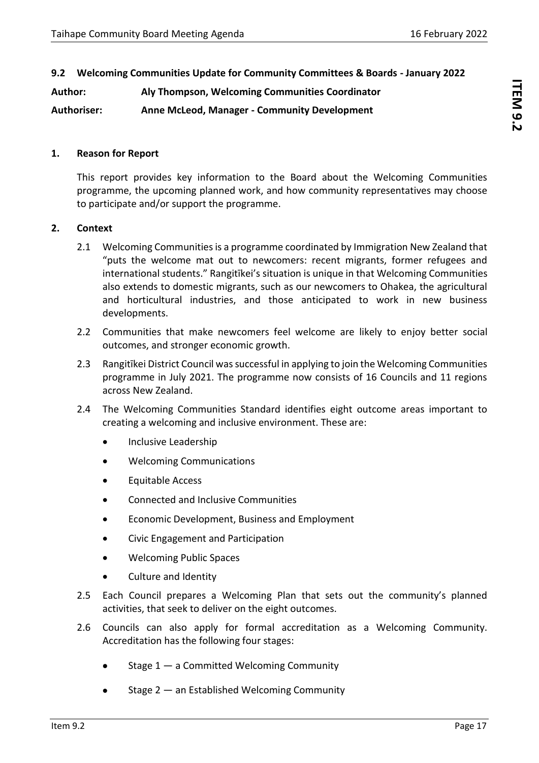## 9.2 Welcoming Communities Update for Community Committees & Boards - January 2022

**Author:** Aly Thompson, Welcoming Communities Coordinator

**Authoriser:** Anne McLeod, Manager - Community Development

### 1. Reason for Report

This report provides key information to the Board about the Welcoming Communities programme, the upcoming planned work, and how community representatives may choose to participate and/or support the programme.

### 2. Context

2.1 Welcoming Communities is a programme coordinated by Immigration New Zealand that "puts the welcome mat out to newcomers: recent migrants, former refugees and international students." Rangitīkei's situation is unique in that Welcoming Communities also extends to domestic migrants, such as our newcomers to Ohakea, the agricultural and horticultural industries, and those anticipated to work in new business developments.

2.2 Communities that make newcomers feel welcome are likely to enjoy better social outcomes, and stronger economic growth.

2.3 Rangitīkei District Council was successful in applying to join the Welcoming Communities programme in July 2021. The programme now consists of 16 Councils and 11 regions across New Zealand.

2.4 The Welcoming Communities Standard identifies eight outcome areas important to creating a welcoming and inclusive environment. These are:

- Inclusive Leadership
- Welcoming Communications
- Equitable Access
- Connected and Inclusive Communities
- Economic Development, Business and Employment
- Civic Engagement and Participation
- Welcoming Public Spaces
- Culture and Identity

2.5 Each Council prepares a Welcoming Plan that sets out the community's planned activities, that seek to deliver on the eight outcomes.

2.6 Councils can also apply for formal accreditation as a Welcoming Community. Accreditation has the following four stages:

- Stage 1 — a Committed Welcoming Community
- Stage 2 — an Established Welcoming Community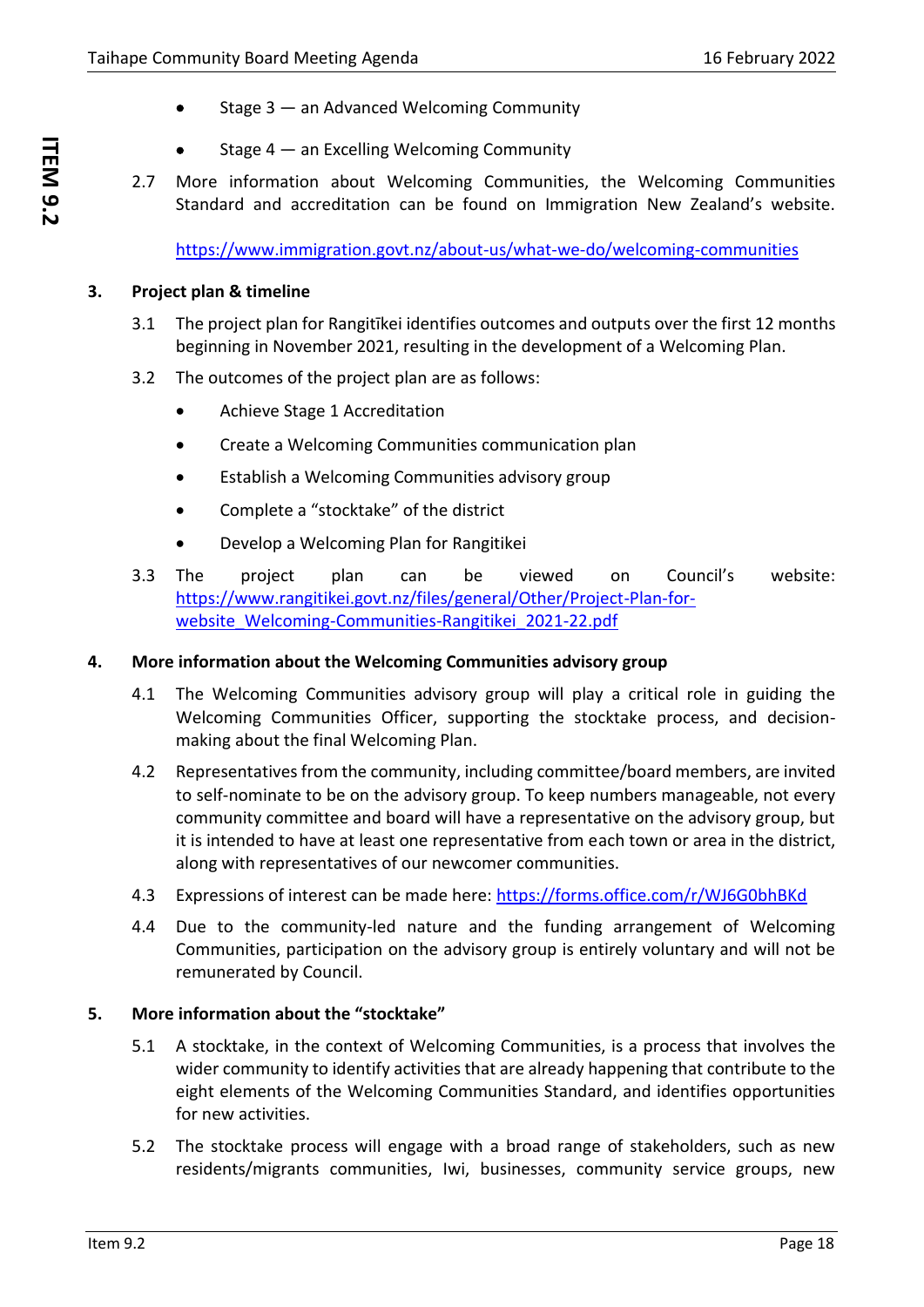- Stage 3 — an Advanced Welcoming Community
- Stage 4 — an Excelling Welcoming Community

2.7 More information about Welcoming Communities, the Welcoming Communities Standard and accreditation can be found on Immigration New Zealand's website. https://www.immigration.govt.nz/about-us/what-we-do/welcoming-communities

## 3. Project plan & timeline

3.1 The project plan for Rangitīkei identifies outcomes and outputs over the first 12 months beginning in November 2021, resulting in the development of a Welcoming Plan.

3.2 The outcomes of the project plan are as follows:

- Achieve Stage 1 Accreditation
- Create a Welcoming Communities communication plan
- Establish a Welcoming Communities advisory group
- Complete a "stocktake" of the district
- Develop a Welcoming Plan for Rangitikei

3.3 The project plan can be viewed on Council's website: https://www.rangitikei.govt.nz/files/general/Other/Project-Plan-for-website_Welcoming-Communities-Rangitikei_2021-22.pdf

## 4. More information about the Welcoming Communities advisory group

4.1 The Welcoming Communities advisory group will play a critical role in guiding the Welcoming Communities Officer, supporting the stocktake process, and decision-making about the final Welcoming Plan.

4.2 Representatives from the community, including committee/board members, are invited to self-nominate to be on the advisory group. To keep numbers manageable, not every community committee and board will have a representative on the advisory group, but it is intended to have at least one representative from each town or area in the district, along with representatives of our newcomer communities.

4.3 Expressions of interest can be made here: https://forms.office.com/r/WJ6G0bhBKd

4.4 Due to the community-led nature and the funding arrangement of Welcoming Communities, participation on the advisory group is entirely voluntary and will not be remunerated by Council.

## 5. More information about the "stocktake"

5.1 A stocktake, in the context of Welcoming Communities, is a process that involves the wider community to identify activities that are already happening that contribute to the eight elements of the Welcoming Communities Standard, and identifies opportunities for new activities.

5.2 The stocktake process will engage with a broad range of stakeholders, such as new residents/migrants communities, Iwi, businesses, community service groups, new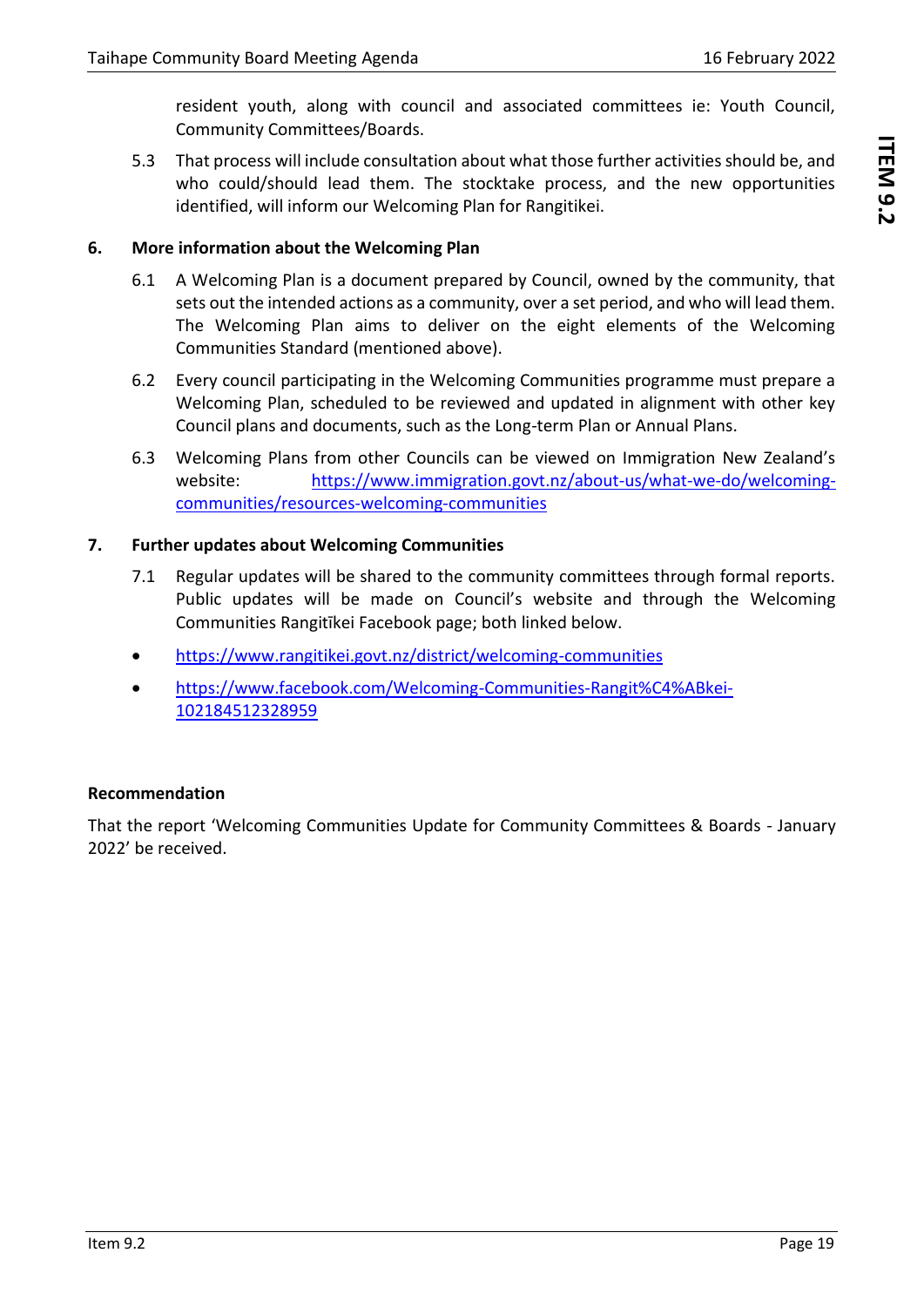resident youth, along with council and associated committees ie: Youth Council, Community Committees/Boards.

5.3 That process will include consultation about what those further activities should be, and who could/should lead them. The stocktake process, and the new opportunities identified, will inform our Welcoming Plan for Rangitikei.

**6. More information about the Welcoming Plan**

6.1 A Welcoming Plan is a document prepared by Council, owned by the community, that sets out the intended actions as a community, over a set period, and who will lead them. The Welcoming Plan aims to deliver on the eight elements of the Welcoming Communities Standard (mentioned above).

6.2 Every council participating in the Welcoming Communities programme must prepare a Welcoming Plan, scheduled to be reviewed and updated in alignment with other key Council plans and documents, such as the Long-term Plan or Annual Plans.

6.3 Welcoming Plans from other Councils can be viewed on Immigration New Zealand's website: https://www.immigration.govt.nz/about-us/what-we-do/welcoming-communities/resources-welcoming-communities

**7. Further updates about Welcoming Communities**

7.1 Regular updates will be shared to the community committees through formal reports. Public updates will be made on Council's website and through the Welcoming Communities Rangitīkei Facebook page; both linked below.

- https://www.rangitikei.govt.nz/district/welcoming-communities
- https://www.facebook.com/Welcoming-Communities-Rangit%C4%ABkei-102184512328959

**Recommendation**

That the report 'Welcoming Communities Update for Community Committees & Boards - January 2022' be received.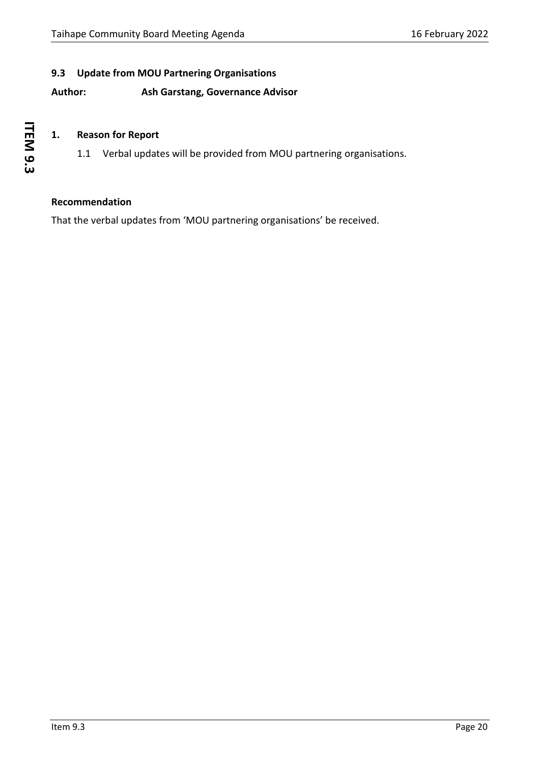## 9.3 Update from MOU Partnering Organisations

**Author: Ash Garstang, Governance Advisor**

### 1. Reason for Report

1.1 Verbal updates will be provided from MOU partnering organisations.

**Recommendation**

That the verbal updates from 'MOU partnering organisations' be received.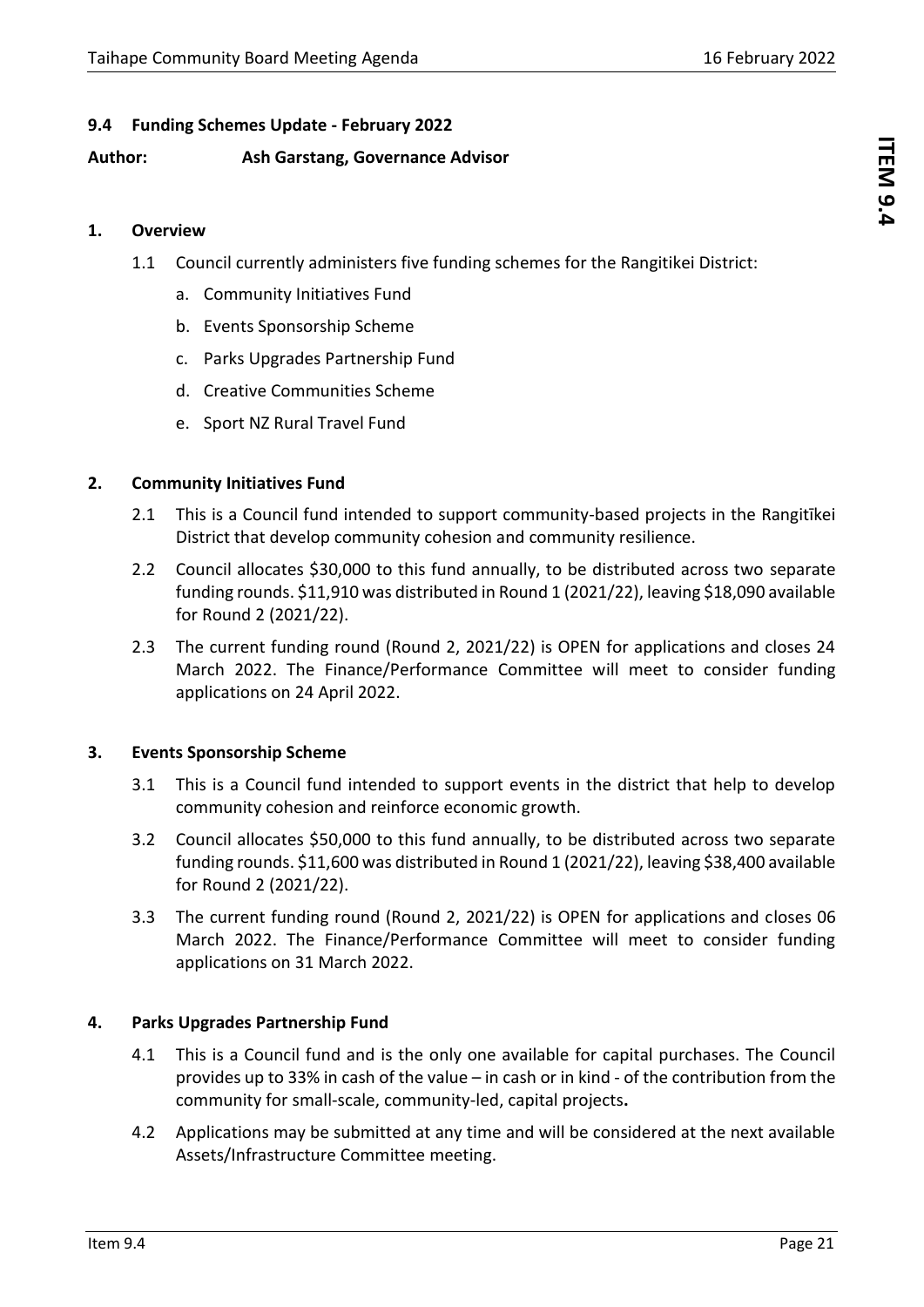## 9.4 Funding Schemes Update - February 2022

**Author: Ash Garstang, Governance Advisor**

### 1. Overview

1.1 Council currently administers five funding schemes for the Rangitikei District:

a. Community Initiatives Fund

b. Events Sponsorship Scheme

c. Parks Upgrades Partnership Fund

d. Creative Communities Scheme

e. Sport NZ Rural Travel Fund

### 2. Community Initiatives Fund

2.1 This is a Council fund intended to support community-based projects in the Rangitīkei District that develop community cohesion and community resilience.

2.2 Council allocates $30,000 to this fund annually, to be distributed across two separate funding rounds. $11,910 was distributed in Round 1 (2021/22), leaving $18,090 available for Round 2 (2021/22).

2.3 The current funding round (Round 2, 2021/22) is OPEN for applications and closes 24 March 2022. The Finance/Performance Committee will meet to consider funding applications on 24 April 2022.

### 3. Events Sponsorship Scheme

3.1 This is a Council fund intended to support events in the district that help to develop community cohesion and reinforce economic growth.

3.2 Council allocates $50,000 to this fund annually, to be distributed across two separate funding rounds. $11,600 was distributed in Round 1 (2021/22), leaving $38,400 available for Round 2 (2021/22).

3.3 The current funding round (Round 2, 2021/22) is OPEN for applications and closes 06 March 2022. The Finance/Performance Committee will meet to consider funding applications on 31 March 2022.

### 4. Parks Upgrades Partnership Fund

4.1 This is a Council fund and is the only one available for capital purchases. The Council provides up to 33% in cash of the value – in cash or in kind - of the contribution from the community for small-scale, community-led, capital projects**.**

4.2 Applications may be submitted at any time and will be considered at the next available Assets/Infrastructure Committee meeting.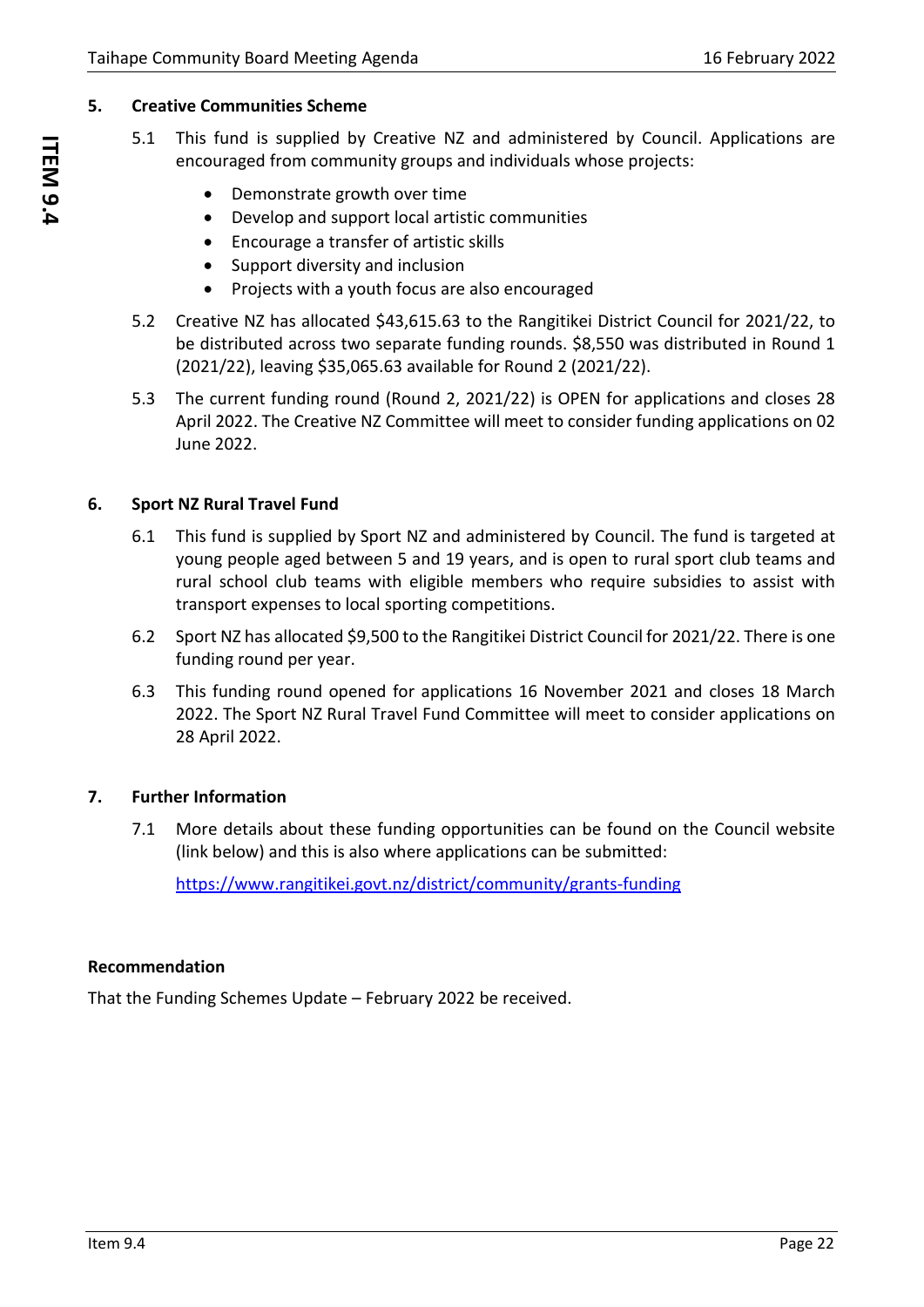## 5. Creative Communities Scheme

5.1 This fund is supplied by Creative NZ and administered by Council. Applications are encouraged from community groups and individuals whose projects:

- Demonstrate growth over time
- Develop and support local artistic communities
- Encourage a transfer of artistic skills
- Support diversity and inclusion
- Projects with a youth focus are also encouraged

5.2 Creative NZ has allocated $43,615.63 to the Rangitikei District Council for 2021/22, to be distributed across two separate funding rounds. $8,550 was distributed in Round 1 (2021/22), leaving $35,065.63 available for Round 2 (2021/22).

5.3 The current funding round (Round 2, 2021/22) is OPEN for applications and closes 28 April 2022. The Creative NZ Committee will meet to consider funding applications on 02 June 2022.

## 6. Sport NZ Rural Travel Fund

6.1 This fund is supplied by Sport NZ and administered by Council. The fund is targeted at young people aged between 5 and 19 years, and is open to rural sport club teams and rural school club teams with eligible members who require subsidies to assist with transport expenses to local sporting competitions.

6.2 Sport NZ has allocated $9,500 to the Rangitikei District Council for 2021/22. There is one funding round per year.

6.3 This funding round opened for applications 16 November 2021 and closes 18 March 2022. The Sport NZ Rural Travel Fund Committee will meet to consider applications on 28 April 2022.

## 7. Further Information

7.1 More details about these funding opportunities can be found on the Council website (link below) and this is also where applications can be submitted:

https://www.rangitikei.govt.nz/district/community/grants-funding

**Recommendation**

That the Funding Schemes Update – February 2022 be received.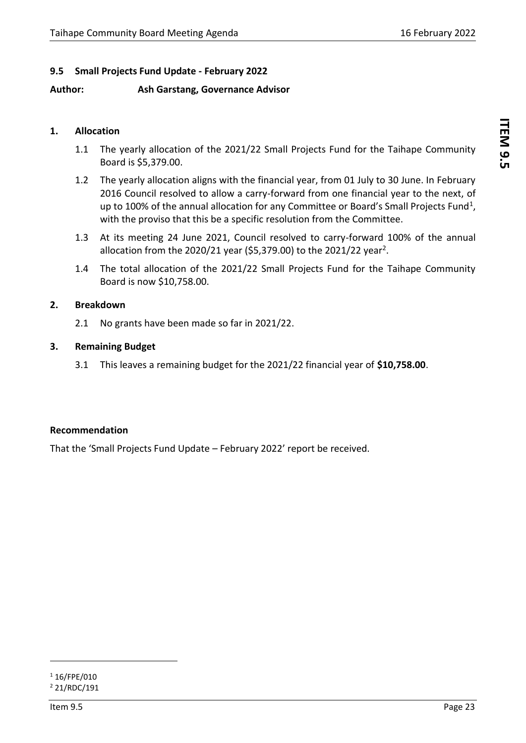## 9.5 Small Projects Fund Update - February 2022

**Author: Ash Garstang, Governance Advisor**

### 1. Allocation

1.1 The yearly allocation of the 2021/22 Small Projects Fund for the Taihape Community Board is $5,379.00.

1.2 The yearly allocation aligns with the financial year, from 01 July to 30 June. In February 2016 Council resolved to allow a carry-forward from one financial year to the next, of up to 100% of the annual allocation for any Committee or Board's Small Projects Fund[1], with the proviso that this be a specific resolution from the Committee.

1.3 At its meeting 24 June 2021, Council resolved to carry-forward 100% of the annual allocation from the 2020/21 year ($5,379.00) to the 2021/22 year[2].

1.4 The total allocation of the 2021/22 Small Projects Fund for the Taihape Community Board is now $10,758.00.

### 2. Breakdown

2.1 No grants have been made so far in 2021/22.

### 3. Remaining Budget

3.1 This leaves a remaining budget for the 2021/22 financial year of **$10,758.00**.

**Recommendation**

That the 'Small Projects Fund Update – February 2022' report be received.

[1] 16/FPE/010

[2] 21/RDC/191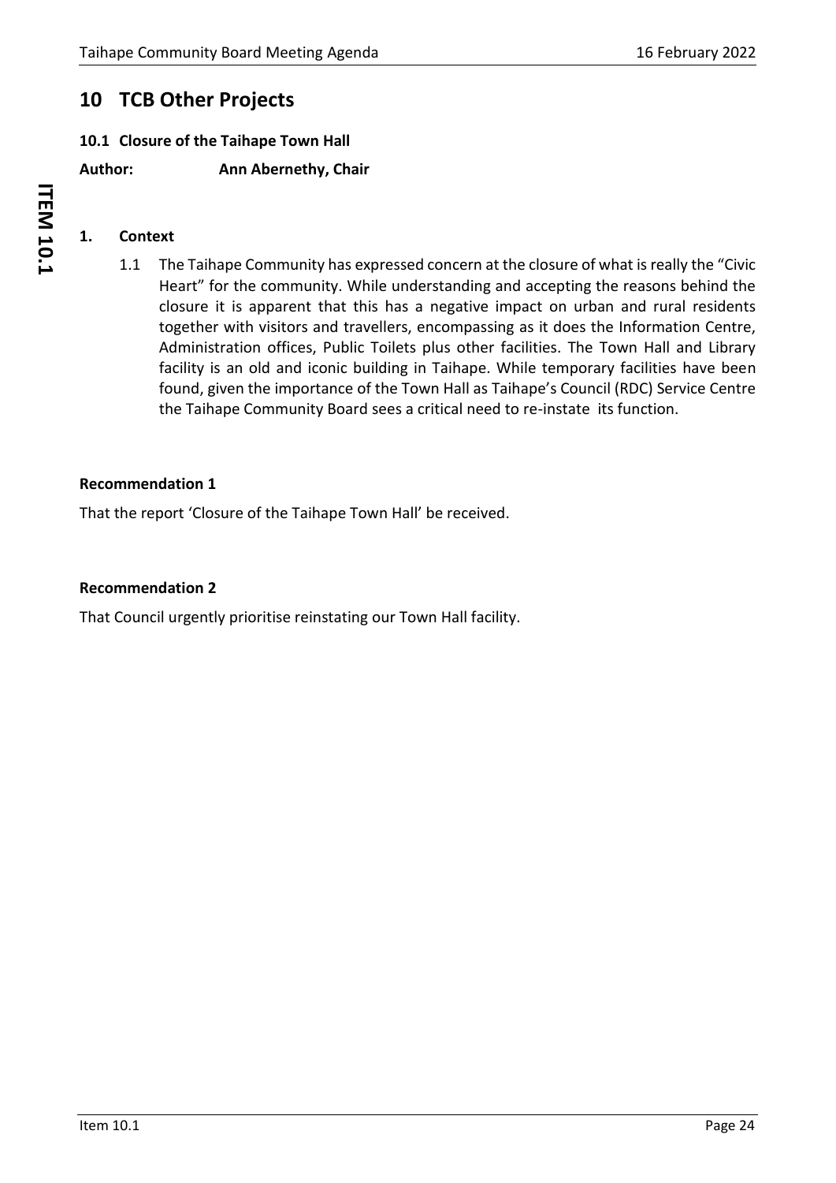# 10 TCB Other Projects

## 10.1 Closure of the Taihape Town Hall

**Author:** **Ann Abernethy, Chair**

### 1. Context

1.1 The Taihape Community has expressed concern at the closure of what is really the "Civic Heart" for the community. While understanding and accepting the reasons behind the closure it is apparent that this has a negative impact on urban and rural residents together with visitors and travellers, encompassing as it does the Information Centre, Administration offices, Public Toilets plus other facilities. The Town Hall and Library facility is an old and iconic building in Taihape. While temporary facilities have been found, given the importance of the Town Hall as Taihape's Council (RDC) Service Centre the Taihape Community Board sees a critical need to re-instate its function.

**Recommendation 1**

That the report 'Closure of the Taihape Town Hall' be received.

**Recommendation 2**

That Council urgently prioritise reinstating our Town Hall facility.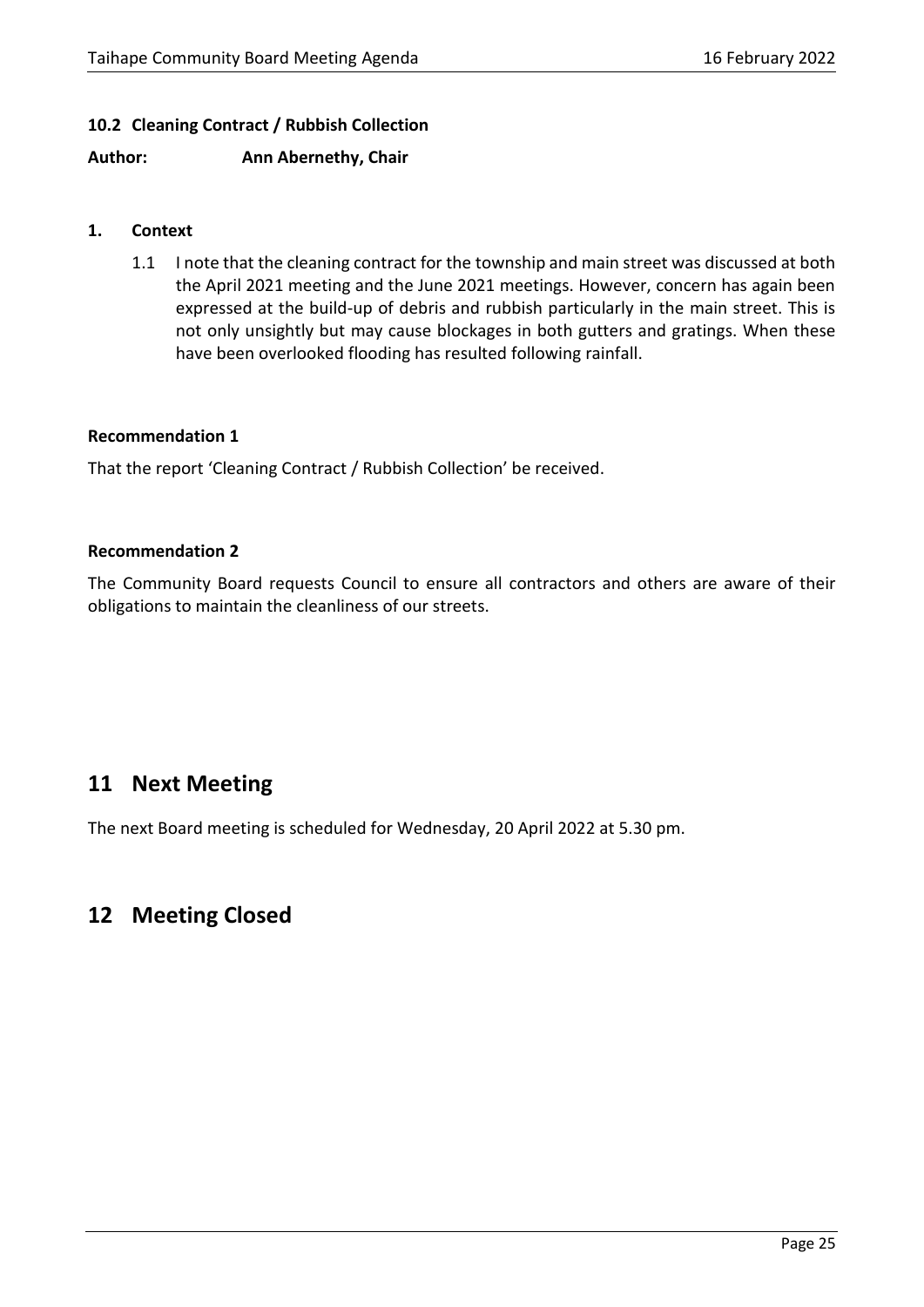### 10.2 Cleaning Contract / Rubbish Collection

**Author: Ann Abernethy, Chair**

#### 1. Context

1.1 I note that the cleaning contract for the township and main street was discussed at both the April 2021 meeting and the June 2021 meetings. However, concern has again been expressed at the build-up of debris and rubbish particularly in the main street. This is not only unsightly but may cause blockages in both gutters and gratings. When these have been overlooked flooding has resulted following rainfall.

**Recommendation 1**

That the report 'Cleaning Contract / Rubbish Collection' be received.

**Recommendation 2**

The Community Board requests Council to ensure all contractors and others are aware of their obligations to maintain the cleanliness of our streets.

# 11 Next Meeting

The next Board meeting is scheduled for Wednesday, 20 April 2022 at 5.30 pm.

# 12 Meeting Closed